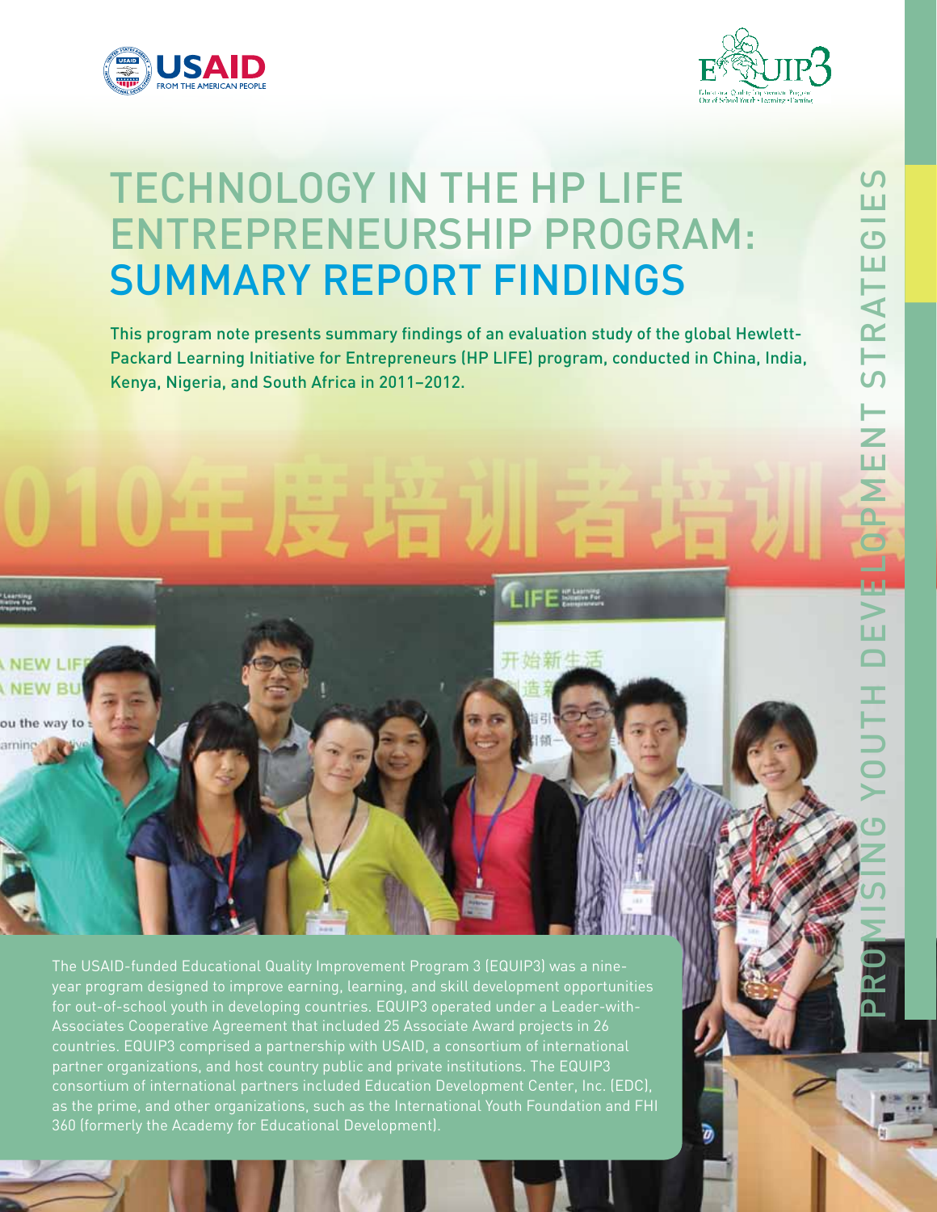# TECHNOLOGY IN THE HP LIFE ENTREPRENEURSHIP PROGRAM: SUMMARY REPORT FINDINGS

This program note presents summary findings of an evaluation study of the global Hewlett-Packard Learning Initiative for Entrepreneurs (HP LIFE) program, conducted in China, India, Kenya, Nigeria, and South Africa in 2011–2012.

PROMISING YOUTH DEVELOPMENT STRATEGIES

The USAID-funded Educational Quality Improvement Program 3 (EQUIP3) was a nine-year program designed to improve earning, learning, and skill development opportunities for out-of-school youth in developing countries. EQUIP3 operated under a Leader-with-Associates Cooperative Agreement that included 25 Associate Award projects in 26 countries. EQUIP3 comprised a partnership with USAID, a consortium of international partner organizations, and host country public and private institutions. The EQUIP3 consortium of international partners included Education Development Center, Inc. (EDC), as the prime, and other organizations, such as the International Youth Foundation and FHI 360 (formerly the Academy for Educational Development).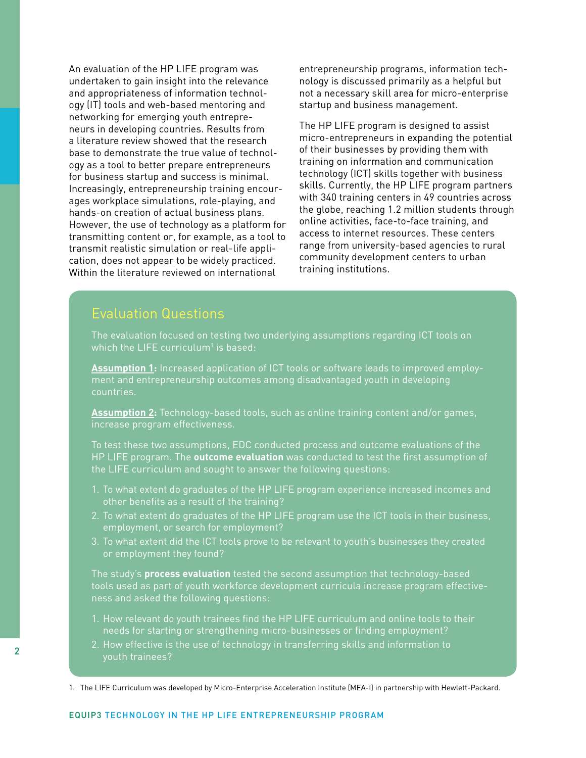An evaluation of the HP LIFE program was undertaken to gain insight into the relevance and appropriateness of information technology (IT) tools and web-based mentoring and networking for emerging youth entrepreneurs in developing countries. Results from a literature review showed that the research base to demonstrate the true value of technology as a tool to better prepare entrepreneurs for business startup and success is minimal. Increasingly, entrepreneurship training encourages workplace simulations, role-playing, and hands-on creation of actual business plans. However, the use of technology as a platform for transmitting content or, for example, as a tool to transmit realistic simulation or real-life application, does not appear to be widely practiced. Within the literature reviewed on international entrepreneurship programs, information technology is discussed primarily as a helpful but not a necessary skill area for micro-enterprise startup and business management.

The HP LIFE program is designed to assist micro-entrepreneurs in expanding the potential of their businesses by providing them with training on information and communication technology (ICT) skills together with business skills. Currently, the HP LIFE program partners with 340 training centers in 49 countries across the globe, reaching 1.2 million students through online activities, face-to-face training, and access to internet resources. These centers range from university-based agencies to rural community development centers to urban training institutions.

## Evaluation Questions

The evaluation focused on testing two underlying assumptions regarding ICT tools on which the LIFE curriculum[1] is based:

**Assumption 1:** Increased application of ICT tools or software leads to improved employment and entrepreneurship outcomes among disadvantaged youth in developing countries.

**Assumption 2:** Technology-based tools, such as online training content and/or games, increase program effectiveness.

To test these two assumptions, EDC conducted process and outcome evaluations of the HP LIFE program. The **outcome evaluation** was conducted to test the first assumption of the LIFE curriculum and sought to answer the following questions:

1. To what extent do graduates of the HP LIFE program experience increased incomes and other benefits as a result of the training?
2. To what extent do graduates of the HP LIFE program use the ICT tools in their business, employment, or search for employment?
3. To what extent did the ICT tools prove to be relevant to youth's businesses they created or employment they found?

The study's **process evaluation** tested the second assumption that technology-based tools used as part of youth workforce development curricula increase program effectiveness and asked the following questions:

1. How relevant do youth trainees find the HP LIFE curriculum and online tools to their needs for starting or strengthening micro-businesses or finding employment?
2. How effective is the use of technology in transferring skills and information to youth trainees?

1. The LIFE Curriculum was developed by Micro-Enterprise Acceleration Institute (MEA-I) in partnership with Hewlett-Packard.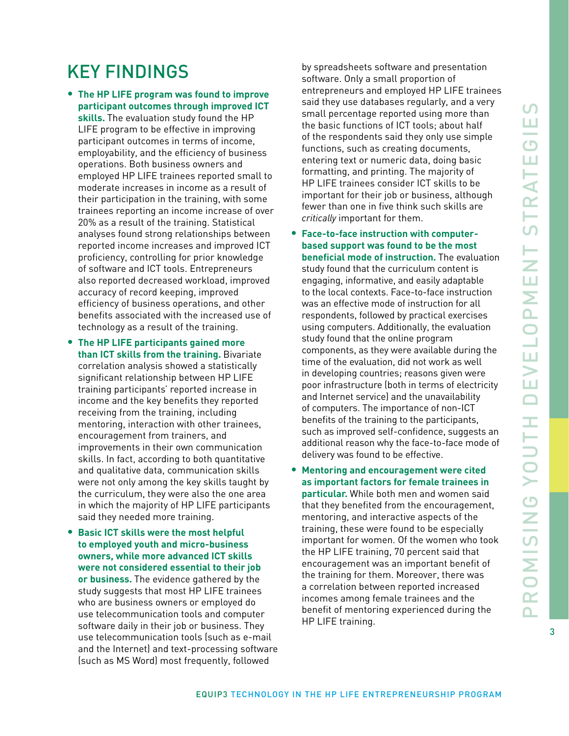# KEY FINDINGS

- **The HP LIFE program was found to improve participant outcomes through improved ICT skills.** The evaluation study found the HP LIFE program to be effective in improving participant outcomes in terms of income, employability, and the efficiency of business operations. Both business owners and employed HP LIFE trainees reported small to moderate increases in income as a result of their participation in the training, with some trainees reporting an income increase of over 20% as a result of the training. Statistical analyses found strong relationships between reported income increases and improved ICT proficiency, controlling for prior knowledge of software and ICT tools. Entrepreneurs also reported decreased workload, improved accuracy of record keeping, improved efficiency of business operations, and other benefits associated with the increased use of technology as a result of the training.

- **The HP LIFE participants gained more than ICT skills from the training.** Bivariate correlation analysis showed a statistically significant relationship between HP LIFE training participants' reported increase in income and the key benefits they reported receiving from the training, including mentoring, interaction with other trainees, encouragement from trainers, and improvements in their own communication skills. In fact, according to both quantitative and qualitative data, communication skills were not only among the key skills taught by the curriculum, they were also the one area in which the majority of HP LIFE participants said they needed more training.

- **Basic ICT skills were the most helpful to employed youth and micro-business owners, while more advanced ICT skills were not considered essential to their job or business.** The evidence gathered by the study suggests that most HP LIFE trainees who are business owners or employed do use telecommunication tools and computer software daily in their job or business. They use telecommunication tools (such as e-mail and the Internet) and text-processing software (such as MS Word) most frequently, followed by spreadsheets software and presentation software. Only a small proportion of entrepreneurs and employed HP LIFE trainees said they use databases regularly, and a very small percentage reported using more than the basic functions of ICT tools; about half of the respondents said they only use simple functions, such as creating documents, entering text or numeric data, doing basic formatting, and printing. The majority of HP LIFE trainees consider ICT skills to be important for their job or business, although fewer than one in five think such skills are *critically* important for them.

- **Face-to-face instruction with computer-based support was found to be the most beneficial mode of instruction.** The evaluation study found that the curriculum content is engaging, informative, and easily adaptable to the local contexts. Face-to-face instruction was an effective mode of instruction for all respondents, followed by practical exercises using computers. Additionally, the evaluation study found that the online program components, as they were available during the time of the evaluation, did not work as well in developing countries; reasons given were poor infrastructure (both in terms of electricity and Internet service) and the unavailability of computers. The importance of non-ICT benefits of the training to the participants, such as improved self-confidence, suggests an additional reason why the face-to-face mode of delivery was found to be effective.

- **Mentoring and encouragement were cited as important factors for female trainees in particular.** While both men and women said that they benefited from the encouragement, mentoring, and interactive aspects of the training, these were found to be especially important for women. Of the women who took the HP LIFE training, 70 percent said that encouragement was an important benefit of the training for them. Moreover, there was a correlation between reported increased incomes among female trainees and the benefit of mentoring experienced during the HP LIFE training.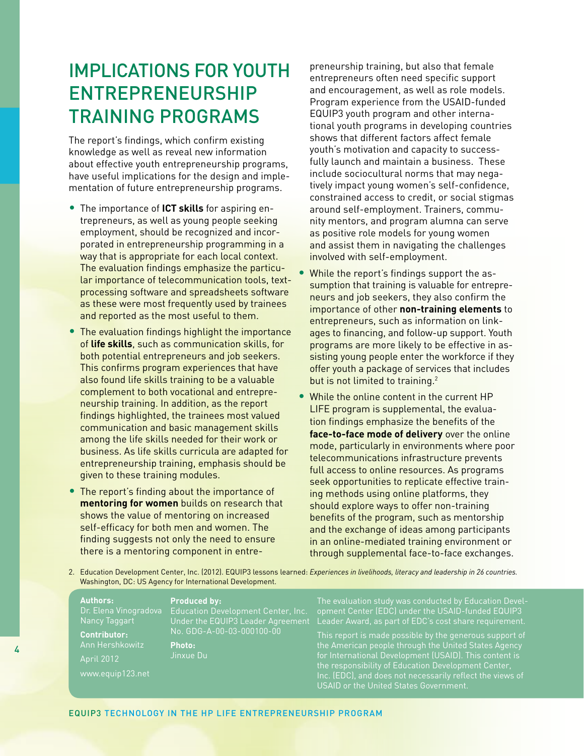# IMPLICATIONS FOR YOUTH ENTREPRENEURSHIP TRAINING PROGRAMS

The report's findings, which confirm existing knowledge as well as reveal new information about effective youth entrepreneurship programs, have useful implications for the design and implementation of future entrepreneurship programs.

- The importance of **ICT skills** for aspiring entrepreneurs, as well as young people seeking employment, should be recognized and incorporated in entrepreneurship programming in a way that is appropriate for each local context. The evaluation findings emphasize the particular importance of telecommunication tools, text-processing software and spreadsheets software as these were most frequently used by trainees and reported as the most useful to them.
- The evaluation findings highlight the importance of **life skills**, such as communication skills, for both potential entrepreneurs and job seekers. This confirms program experiences that have also found life skills training to be a valuable complement to both vocational and entrepreneurship training. In addition, as the report findings highlighted, the trainees most valued communication and basic management skills among the life skills needed for their work or business. As life skills curricula are adapted for entrepreneurship training, emphasis should be given to these training modules.
- The report's finding about the importance of **mentoring for women** builds on research that shows the value of mentoring on increased self-efficacy for both men and women. The finding suggests not only the need to ensure there is a mentoring component in entrepreneurship training, but also that female entrepreneurs often need specific support and encouragement, as well as role models. Program experience from the USAID-funded EQUIP3 youth program and other international youth programs in developing countries shows that different factors affect female youth's motivation and capacity to successfully launch and maintain a business. These include sociocultural norms that may negatively impact young women's self-confidence, constrained access to credit, or social stigmas around self-employment. Trainers, community mentors, and program alumna can serve as positive role models for young women and assist them in navigating the challenges involved with self-employment.
- While the report's findings support the assumption that training is valuable for entrepreneurs and job seekers, they also confirm the importance of other **non-training elements** to entrepreneurs, such as information on linkages to financing, and follow-up support. Youth programs are more likely to be effective in assisting young people enter the workforce if they offer youth a package of services that includes but is not limited to training.[2]
- While the online content in the current HP LIFE program is supplemental, the evaluation findings emphasize the benefits of the **face-to-face mode of delivery** over the online mode, particularly in environments where poor telecommunications infrastructure prevents full access to online resources. As programs seek opportunities to replicate effective training methods using online platforms, they should explore ways to offer non-training benefits of the program, such as mentorship and the exchange of ideas among participants in an online-mediated training environment or through supplemental face-to-face exchanges.

2. Education Development Center, Inc. (2012). EQUIP3 lessons learned: *Experiences in livelihoods, literacy and leadership in 26 countries.* Washington, DC: US Agency for International Development.

**Authors:**
Dr. Elena Vinogradova
Nancy Taggart

**Contributor:**
Ann Hershkowitz

April 2012

www.equip123.net

**Produced by:**
Education Development Center, Inc.
Under the EQUIP3 Leader Agreement
No. GDG-A-00-03-000100-00

**Photo:**
Jinxue Du

The evaluation study was conducted by Education Development Center (EDC) under the USAID-funded EQUIP3 Leader Award, as part of EDC's cost share requirement.

This report is made possible by the generous support of the American people through the United States Agency for International Development (USAID). This content is the responsibility of Education Development Center, Inc. (EDC), and does not necessarily reflect the views of USAID or the United States Government.